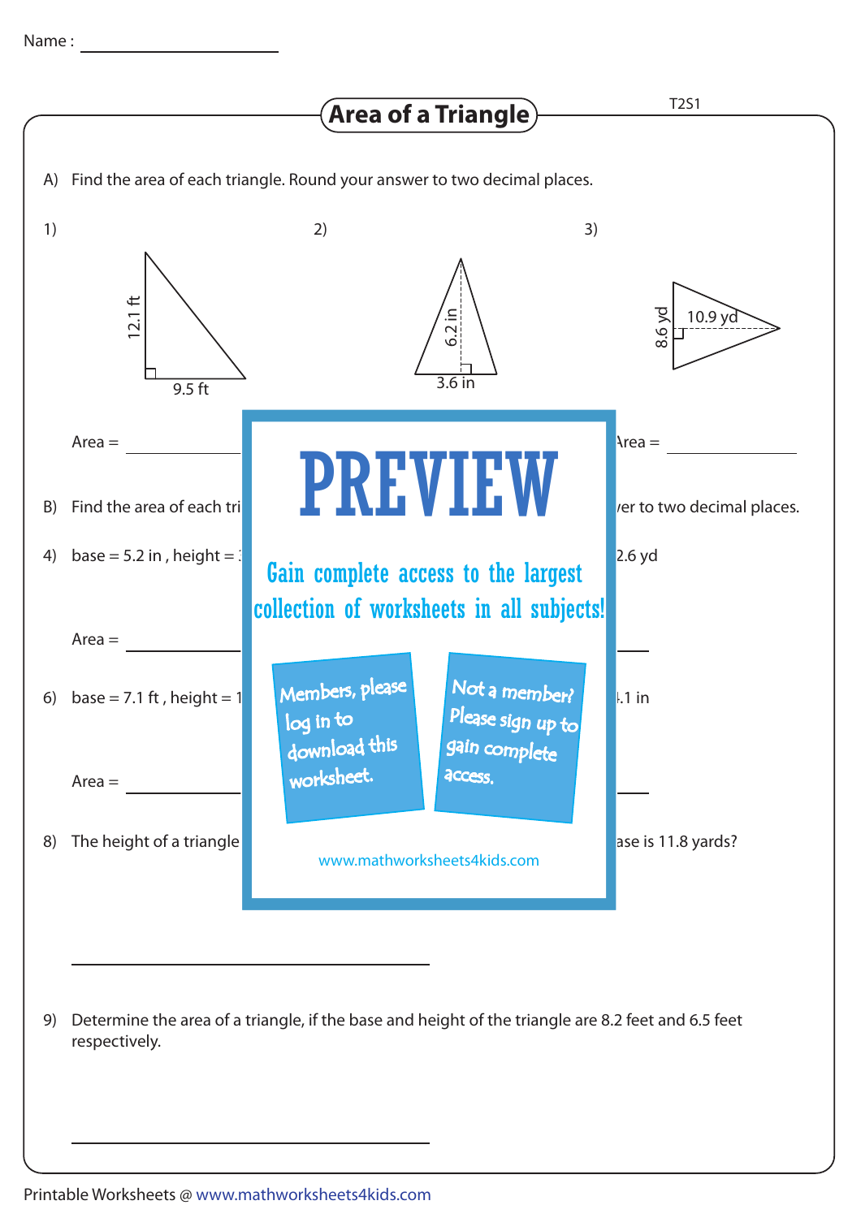Name : ____________________

# Area of a Triangle

T2S1

A) Find the area of each triangle. Round your answer to two decimal places.

1)

12.1 ft

9.5 ft

Area = ____________

2)

6.2 in

3.6 in

3)

8.6 yd

10.9 yd

Area = ____________

B) Find the area of each tri ... ver to two decimal places.

4) base = 5.2 in , height = ... 2.6 yd

Area = ____________

6) base = 7.1 ft , height = 1 ... .1 in

Area = ____________

8) The height of a triangle ... ase is 11.8 yards?

____________________________

PREVIEW

Gain complete access to the largest collection of worksheets in all subjects!

Members, please log in to download this worksheet.

Not a member? Please sign up to gain complete access.

www.mathworksheets4kids.com

9) Determine the area of a triangle, if the base and height of the triangle are 8.2 feet and 6.5 feet respectively.

____________________________

Printable Worksheets @ www.mathworksheets4kids.com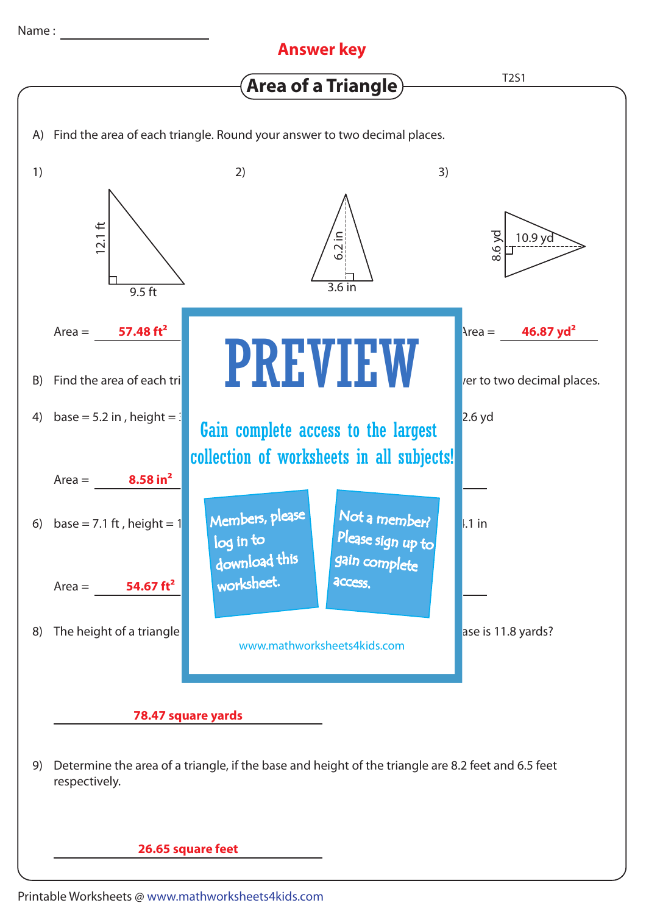Name :

**Answer key**

# Area of a Triangle

T2S1

A) Find the area of each triangle. Round your answer to two decimal places.

1)

12.1 ft

9.5 ft

Area = **57.48 $ft^2$**

2)

6.2 in

3.6 in

3)

8.6 yd

10.9 yd

Area = **46.87 $yd^2$**

B) Find the area of each tri ... er to two decimal places.

4) base = 5.2 in , height = ... 2.6 yd

Area = **8.58 $in^2$**

6) base = 7.1 ft , height = 1 ... .1 in

Area = **54.67 $ft^2$**

PREVIEW

Gain complete access to the largest collection of worksheets in all subjects!

Members, please log in to download this worksheet.

Not a member? Please sign up to gain complete access.

www.mathworksheets4kids.com

8) The height of a triangle ... ase is 11.8 yards?

**78.47 square yards**

9) Determine the area of a triangle, if the base and height of the triangle are 8.2 feet and 6.5 feet respectively.

**26.65 square feet**

Printable Worksheets @ www.mathworksheets4kids.com